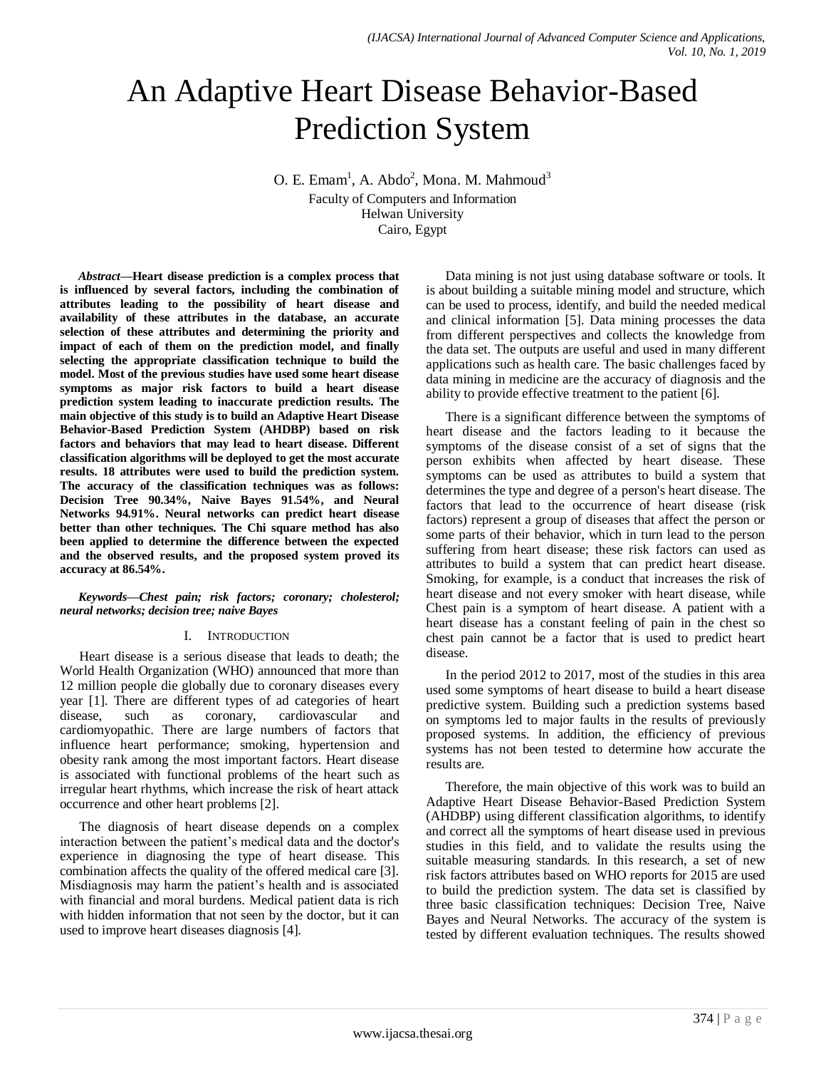# An Adaptive Heart Disease Behavior-Based Prediction System

O. E. Emam[1], A. Abdo[2], Mona. M. Mahmoud[3]

Faculty of Computers and Information
Helwan University
Cairo, Egypt

***Abstract*—Heart disease prediction is a complex process that is influenced by several factors, including the combination of attributes leading to the possibility of heart disease and availability of these attributes in the database, an accurate selection of these attributes and determining the priority and impact of each of them on the prediction model, and finally selecting the appropriate classification technique to build the model. Most of the previous studies have used some heart disease symptoms as major risk factors to build a heart disease prediction system leading to inaccurate prediction results. The main objective of this study is to build an Adaptive Heart Disease Behavior-Based Prediction System (AHDBP) based on risk factors and behaviors that may lead to heart disease. Different classification algorithms will be deployed to get the most accurate results. 18 attributes were used to build the prediction system. The accuracy of the classification techniques was as follows: Decision Tree 90.34%, Naive Bayes 91.54%, and Neural Networks 94.91%. Neural networks can predict heart disease better than other techniques. The Chi square method has also been applied to determine the difference between the expected and the observed results, and the proposed system proved its accuracy at 86.54%.**

***Keywords*—*Chest pain; risk factors; coronary; cholesterol; neural networks; decision tree; naive Bayes***

## I. Introduction

Heart disease is a serious disease that leads to death; the World Health Organization (WHO) announced that more than 12 million people die globally due to coronary diseases every year [1]. There are different types of ad categories of heart disease, such as coronary, cardiovascular and cardiomyopathic. There are large numbers of factors that influence heart performance; smoking, hypertension and obesity rank among the most important factors. Heart disease is associated with functional problems of the heart such as irregular heart rhythms, which increase the risk of heart attack occurrence and other heart problems [2].

The diagnosis of heart disease depends on a complex interaction between the patient's medical data and the doctor's experience in diagnosing the type of heart disease. This combination affects the quality of the offered medical care [3]. Misdiagnosis may harm the patient's health and is associated with financial and moral burdens. Medical patient data is rich with hidden information that not seen by the doctor, but it can used to improve heart diseases diagnosis [4].

Data mining is not just using database software or tools. It is about building a suitable mining model and structure, which can be used to process, identify, and build the needed medical and clinical information [5]. Data mining processes the data from different perspectives and collects the knowledge from the data set. The outputs are useful and used in many different applications such as health care. The basic challenges faced by data mining in medicine are the accuracy of diagnosis and the ability to provide effective treatment to the patient [6].

There is a significant difference between the symptoms of heart disease and the factors leading to it because the symptoms of the disease consist of a set of signs that the person exhibits when affected by heart disease. These symptoms can be used as attributes to build a system that determines the type and degree of a person's heart disease. The factors that lead to the occurrence of heart disease (risk factors) represent a group of diseases that affect the person or some parts of their behavior, which in turn lead to the person suffering from heart disease; these risk factors can used as attributes to build a system that can predict heart disease. Smoking, for example, is a conduct that increases the risk of heart disease and not every smoker with heart disease, while Chest pain is a symptom of heart disease. A patient with a heart disease has a constant feeling of pain in the chest so chest pain cannot be a factor that is used to predict heart disease.

In the period 2012 to 2017, most of the studies in this area used some symptoms of heart disease to build a heart disease predictive system. Building such a prediction systems based on symptoms led to major faults in the results of previously proposed systems. In addition, the efficiency of previous systems has not been tested to determine how accurate the results are.

Therefore, the main objective of this work was to build an Adaptive Heart Disease Behavior-Based Prediction System (AHDBP) using different classification algorithms, to identify and correct all the symptoms of heart disease used in previous studies in this field, and to validate the results using the suitable measuring standards. In this research, a set of new risk factors attributes based on WHO reports for 2015 are used to build the prediction system. The data set is classified by three basic classification techniques: Decision Tree, Naive Bayes and Neural Networks. The accuracy of the system is tested by different evaluation techniques. The results showed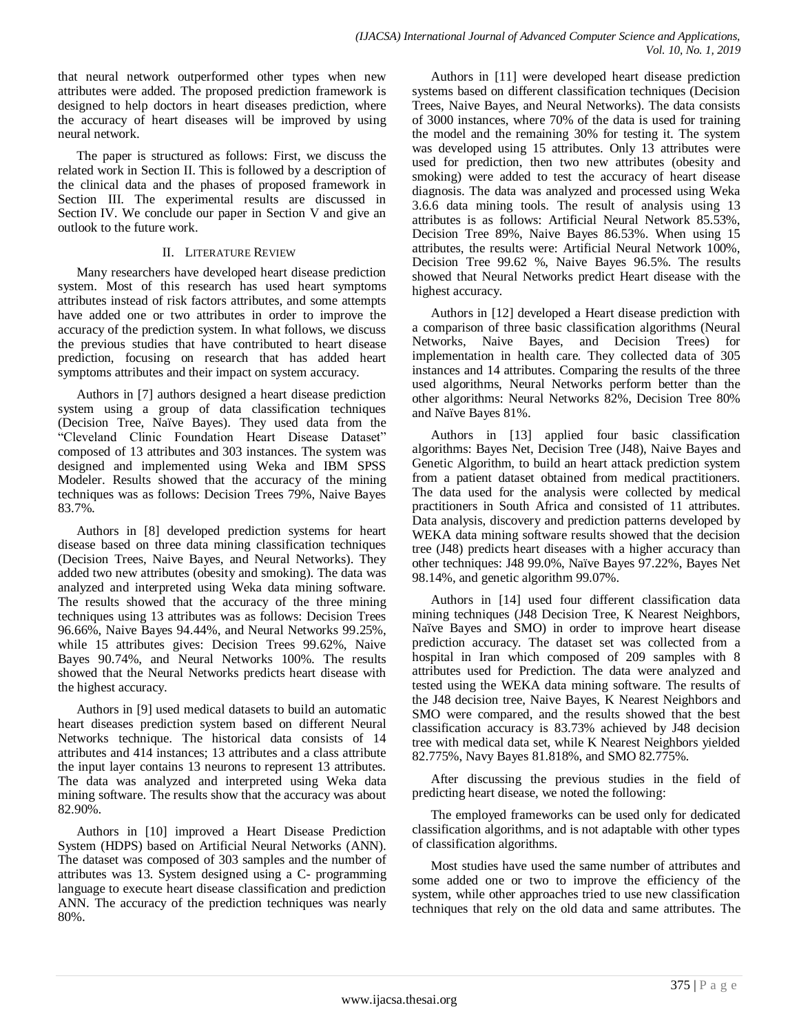that neural network outperformed other types when new attributes were added. The proposed prediction framework is designed to help doctors in heart diseases prediction, where the accuracy of heart diseases will be improved by using neural network.

The paper is structured as follows: First, we discuss the related work in Section II. This is followed by a description of the clinical data and the phases of proposed framework in Section III. The experimental results are discussed in Section IV. We conclude our paper in Section V and give an outlook to the future work.

## II. Literature Review

Many researchers have developed heart disease prediction system. Most of this research has used heart symptoms attributes instead of risk factors attributes, and some attempts have added one or two attributes in order to improve the accuracy of the prediction system. In what follows, we discuss the previous studies that have contributed to heart disease prediction, focusing on research that has added heart symptoms attributes and their impact on system accuracy.

Authors in [7] authors designed a heart disease prediction system using a group of data classification techniques (Decision Tree, Naïve Bayes). They used data from the "Cleveland Clinic Foundation Heart Disease Dataset" composed of 13 attributes and 303 instances. The system was designed and implemented using Weka and IBM SPSS Modeler. Results showed that the accuracy of the mining techniques was as follows: Decision Trees 79%, Naive Bayes 83.7%.

Authors in [8] developed prediction systems for heart disease based on three data mining classification techniques (Decision Trees, Naive Bayes, and Neural Networks). They added two new attributes (obesity and smoking). The data was analyzed and interpreted using Weka data mining software. The results showed that the accuracy of the three mining techniques using 13 attributes was as follows: Decision Trees 96.66%, Naive Bayes 94.44%, and Neural Networks 99.25%, while 15 attributes gives: Decision Trees 99.62%, Naive Bayes 90.74%, and Neural Networks 100%. The results showed that the Neural Networks predicts heart disease with the highest accuracy.

Authors in [9] used medical datasets to build an automatic heart diseases prediction system based on different Neural Networks technique. The historical data consists of 14 attributes and 414 instances; 13 attributes and a class attribute the input layer contains 13 neurons to represent 13 attributes. The data was analyzed and interpreted using Weka data mining software. The results show that the accuracy was about 82.90%.

Authors in [10] improved a Heart Disease Prediction System (HDPS) based on Artificial Neural Networks (ANN). The dataset was composed of 303 samples and the number of attributes was 13. System designed using a C- programming language to execute heart disease classification and prediction ANN. The accuracy of the prediction techniques was nearly 80%.

Authors in [11] were developed heart disease prediction systems based on different classification techniques (Decision Trees, Naive Bayes, and Neural Networks). The data consists of 3000 instances, where 70% of the data is used for training the model and the remaining 30% for testing it. The system was developed using 15 attributes. Only 13 attributes were used for prediction, then two new attributes (obesity and smoking) were added to test the accuracy of heart disease diagnosis. The data was analyzed and processed using Weka 3.6.6 data mining tools. The result of analysis using 13 attributes is as follows: Artificial Neural Network 85.53%, Decision Tree 89%, Naive Bayes 86.53%. When using 15 attributes, the results were: Artificial Neural Network 100%, Decision Tree 99.62 %, Naive Bayes 96.5%. The results showed that Neural Networks predict Heart disease with the highest accuracy.

Authors in [12] developed a Heart disease prediction with a comparison of three basic classification algorithms (Neural Networks, Naive Bayes, and Decision Trees) for implementation in health care. They collected data of 305 instances and 14 attributes. Comparing the results of the three used algorithms, Neural Networks perform better than the other algorithms: Neural Networks 82%, Decision Tree 80% and Naïve Bayes 81%.

Authors in [13] applied four basic classification algorithms: Bayes Net, Decision Tree (J48), Naive Bayes and Genetic Algorithm, to build an heart attack prediction system from a patient dataset obtained from medical practitioners. The data used for the analysis were collected by medical practitioners in South Africa and consisted of 11 attributes. Data analysis, discovery and prediction patterns developed by WEKA data mining software results showed that the decision tree (J48) predicts heart diseases with a higher accuracy than other techniques: J48 99.0%, Naïve Bayes 97.22%, Bayes Net 98.14%, and genetic algorithm 99.07%.

Authors in [14] used four different classification data mining techniques (J48 Decision Tree, K Nearest Neighbors, Naïve Bayes and SMO) in order to improve heart disease prediction accuracy. The dataset set was collected from a hospital in Iran which composed of 209 samples with 8 attributes used for Prediction. The data were analyzed and tested using the WEKA data mining software. The results of the J48 decision tree, Naive Bayes, K Nearest Neighbors and SMO were compared, and the results showed that the best classification accuracy is 83.73% achieved by J48 decision tree with medical data set, while K Nearest Neighbors yielded 82.775%, Navy Bayes 81.818%, and SMO 82.775%.

After discussing the previous studies in the field of predicting heart disease, we noted the following:

The employed frameworks can be used only for dedicated classification algorithms, and is not adaptable with other types of classification algorithms.

Most studies have used the same number of attributes and some added one or two to improve the efficiency of the system, while other approaches tried to use new classification techniques that rely on the old data and same attributes. The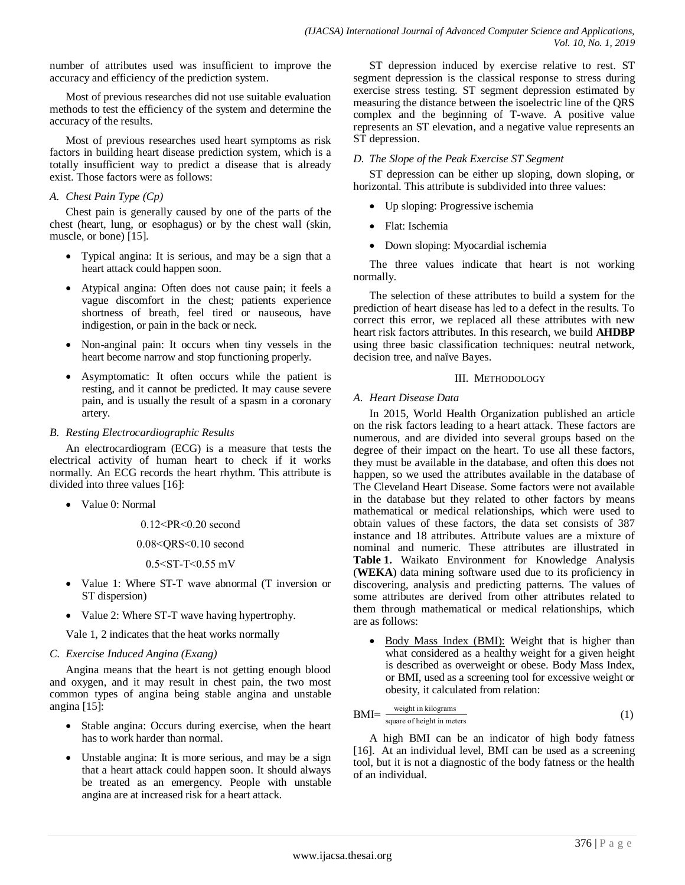number of attributes used was insufficient to improve the accuracy and efficiency of the prediction system.

Most of previous researches did not use suitable evaluation methods to test the efficiency of the system and determine the accuracy of the results.

Most of previous researches used heart symptoms as risk factors in building heart disease prediction system, which is a totally insufficient way to predict a disease that is already exist. Those factors were as follows:

### *A. Chest Pain Type (Cp)*

Chest pain is generally caused by one of the parts of the chest (heart, lung, or esophagus) or by the chest wall (skin, muscle, or bone) [15].

- Typical angina: It is serious, and may be a sign that a heart attack could happen soon.
- Atypical angina: Often does not cause pain; it feels a vague discomfort in the chest; patients experience shortness of breath, feel tired or nauseous, have indigestion, or pain in the back or neck.
- Non-anginal pain: It occurs when tiny vessels in the heart become narrow and stop functioning properly.
- Asymptomatic: It often occurs while the patient is resting, and it cannot be predicted. It may cause severe pain, and is usually the result of a spasm in a coronary artery.

### *B. Resting Electrocardiographic Results*

An electrocardiogram (ECG) is a measure that tests the electrical activity of human heart to check if it works normally. An ECG records the heart rhythm. This attribute is divided into three values [16]:

- Value 0: Normal

  0.12<PR<0.20 second

  0.08<QRS<0.10 second

  0.5<ST-T<0.55 mV

- Value 1: Where ST-T wave abnormal (T inversion or ST dispersion)
- Value 2: Where ST-T wave having hypertrophy.

Vale 1, 2 indicates that the heat works normally

### *C. Exercise Induced Angina (Exang)*

Angina means that the heart is not getting enough blood and oxygen, and it may result in chest pain, the two most common types of angina being stable angina and unstable angina [15]:

- Stable angina: Occurs during exercise, when the heart has to work harder than normal.
- Unstable angina: It is more serious, and may be a sign that a heart attack could happen soon. It should always be treated as an emergency. People with unstable angina are at increased risk for a heart attack.

ST depression induced by exercise relative to rest. ST segment depression is the classical response to stress during exercise stress testing. ST segment depression estimated by measuring the distance between the isoelectric line of the QRS complex and the beginning of T-wave. A positive value represents an ST elevation, and a negative value represents an ST depression.

### *D. The Slope of the Peak Exercise ST Segment*

ST depression can be either up sloping, down sloping, or horizontal. This attribute is subdivided into three values:

- Up sloping: Progressive ischemia
- Flat: Ischemia
- Down sloping: Myocardial ischemia

The three values indicate that heart is not working normally.

The selection of these attributes to build a system for the prediction of heart disease has led to a defect in the results. To correct this error, we replaced all these attributes with new heart risk factors attributes. In this research, we build **AHDBP** using three basic classification techniques: neutral network, decision tree, and naïve Bayes.

## III. Methodology

### *A. Heart Disease Data*

In 2015, World Health Organization published an article on the risk factors leading to a heart attack. These factors are numerous, and are divided into several groups based on the degree of their impact on the heart. To use all these factors, they must be available in the database, and often this does not happen, so we used the attributes available in the database of The Cleveland Heart Disease. Some factors were not available in the database but they related to other factors by means mathematical or medical relationships, which were used to obtain values of these factors, the data set consists of 387 instance and 18 attributes. Attribute values are a mixture of nominal and numeric. These attributes are illustrated in **Table 1.** Waikato Environment for Knowledge Analysis (**WEKA**) data mining software used due to its proficiency in discovering, analysis and predicting patterns. The values of some attributes are derived from other attributes related to them through mathematical or medical relationships, which are as follows:

- Body Mass Index (BMI): Weight that is higher than what considered as a healthy weight for a given height is described as overweight or obese. Body Mass Index, or BMI, used as a screening tool for excessive weight or obesity, it calculated from relation:

$$\text{BMI} = \frac{\text{weight in kilograms}}{\text{square of height in meters}} \tag{1}$$

A high BMI can be an indicator of high body fatness [16]. At an individual level, BMI can be used as a screening tool, but it is not a diagnostic of the body fatness or the health of an individual.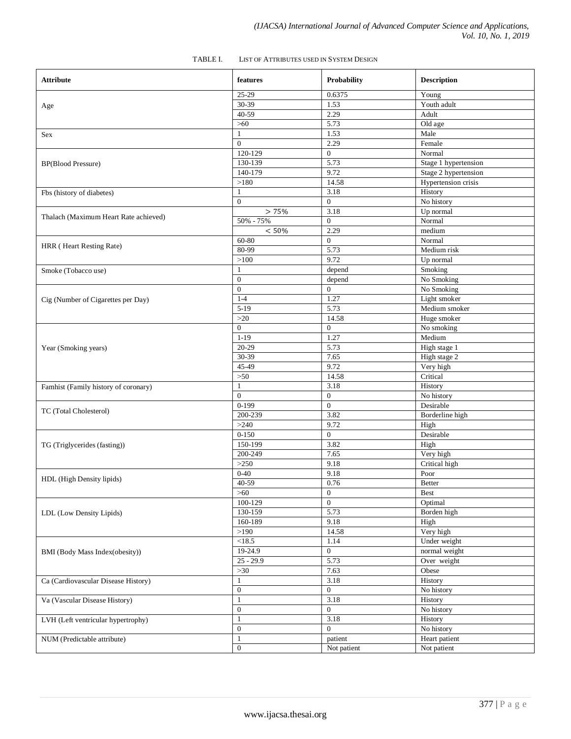TABLE I. LIST OF ATTRIBUTES USED IN SYSTEM DESIGN

| Attribute | features | Probability | Description |
|---|---|---|---|
| Age | 25-29 | 0.6375 | Young |
| | 30-39 | 1.53 | Youth adult |
| | 40-59 | 2.29 | Adult |
| | >60 | 5.73 | Old age |
| Sex | 1 | 1.53 | Male |
| | 0 | 2.29 | Female |
| BP(Blood Pressure) | 120-129 | 0 | Normal |
| | 130-139 | 5.73 | Stage 1 hypertension |
| | 140-179 | 9.72 | Stage 2 hypertension |
| | >180 | 14.58 | Hypertension crisis |
| Fbs (history of diabetes) | 1 | 3.18 | History |
| | 0 | 0 | No history |
| Thalach (Maximum Heart Rate achieved) | > 75% | 3.18 | Up normal |
| | 50% - 75% | 0 | Normal |
| | < 50% | 2.29 | medium |
| HRR ( Heart Resting Rate) | 60-80 | 0 | Normal |
| | 80-99 | 5.73 | Medium risk |
| | >100 | 9.72 | Up normal |
| Smoke (Tobacco use) | 1 | depend | Smoking |
| | 0 | depend | No Smoking |
| Cig (Number of Cigarettes per Day) | 0 | 0 | No Smoking |
| | 1-4 | 1.27 | Light smoker |
| | 5-19 | 5.73 | Medium smoker |
| | >20 | 14.58 | Huge smoker |
| Year (Smoking years) | 0 | 0 | No smoking |
| | 1-19 | 1.27 | Medium |
| | 20-29 | 5.73 | High stage 1 |
| | 30-39 | 7.65 | High stage 2 |
| | 45-49 | 9.72 | Very high |
| | >50 | 14.58 | Critical |
| Famhist (Family history of coronary) | 1 | 3.18 | History |
| | 0 | 0 | No history |
| TC (Total Cholesterol) | 0-199 | 0 | Desirable |
| | 200-239 | 3.82 | Borderline high |
| | >240 | 9.72 | High |
| TG (Triglycerides (fasting)) | 0-150 | 0 | Desirable |
| | 150-199 | 3.82 | High |
| | 200-249 | 7.65 | Very high |
| | >250 | 9.18 | Critical high |
| HDL (High Density lipids) | 0-40 | 9.18 | Poor |
| | 40-59 | 0.76 | Better |
| | >60 | 0 | Best |
| LDL (Low Density Lipids) | 100-129 | 0 | Optimal |
| | 130-159 | 5.73 | Borden high |
| | 160-189 | 9.18 | High |
| | >190 | 14.58 | Very high |
| BMI (Body Mass Index(obesity)) | <18.5 | 1.14 | Under weight |
| | 19-24.9 | 0 | normal weight |
| | 25 - 29.9 | 5.73 | Over weight |
| | >30 | 7.63 | Obese |
| Ca (Cardiovascular Disease History) | 1 | 3.18 | History |
| | 0 | 0 | No history |
| Va (Vascular Disease History) | 1 | 3.18 | History |
| | 0 | 0 | No history |
| LVH (Left ventricular hypertrophy) | 1 | 3.18 | History |
| | 0 | 0 | No history |
| NUM (Predictable attribute) | 1 | patient | Heart patient |
| | 0 | Not patient | Not patient |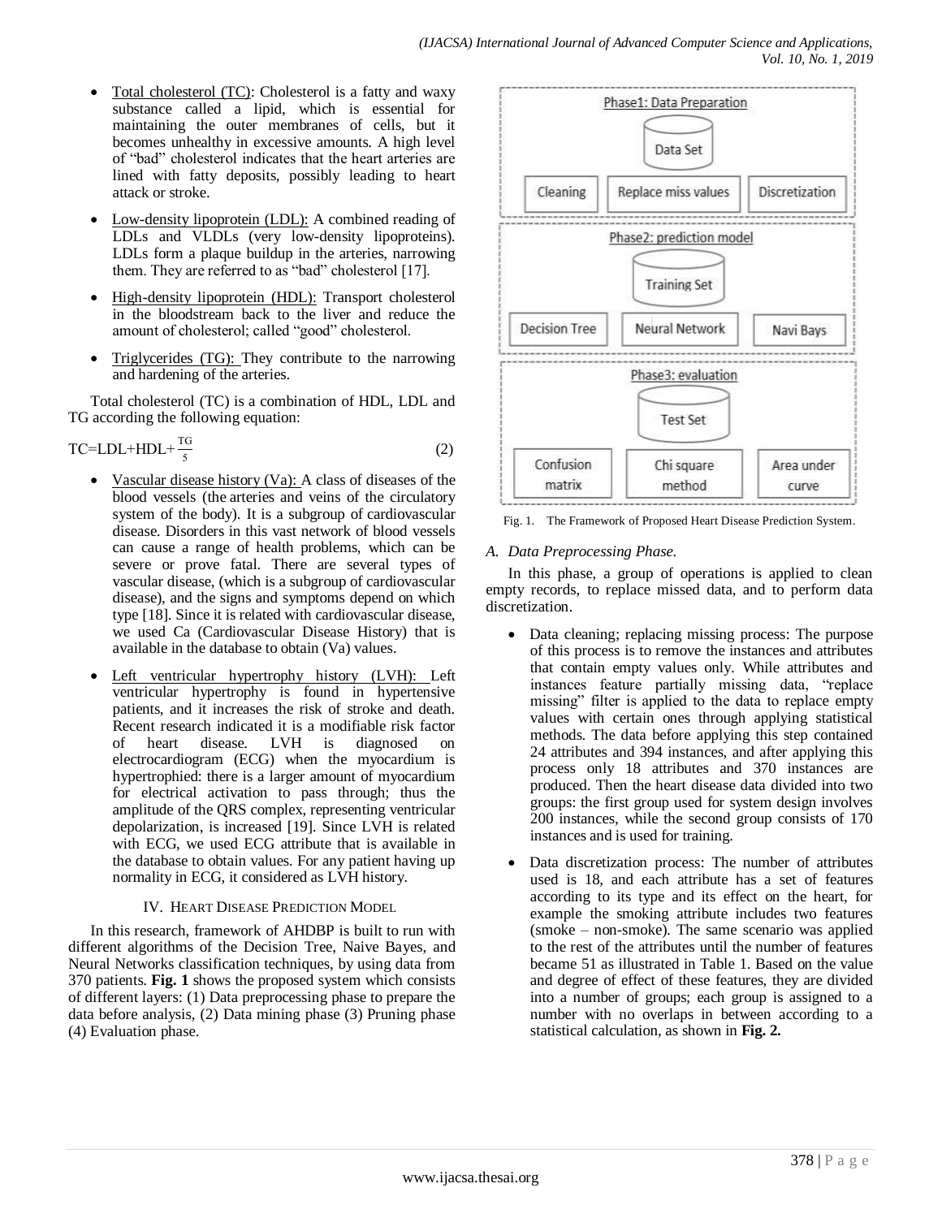- Total cholesterol (TC): Cholesterol is a fatty and waxy substance called a lipid, which is essential for maintaining the outer membranes of cells, but it becomes unhealthy in excessive amounts. A high level of "bad" cholesterol indicates that the heart arteries are lined with fatty deposits, possibly leading to heart attack or stroke.
- Low-density lipoprotein (LDL): A combined reading of LDLs and VLDLs (very low-density lipoproteins). LDLs form a plaque buildup in the arteries, narrowing them. They are referred to as "bad" cholesterol [17].
- High-density lipoprotein (HDL): Transport cholesterol in the bloodstream back to the liver and reduce the amount of cholesterol; called "good" cholesterol.
- Triglycerides (TG): They contribute to the narrowing and hardening of the arteries.

Total cholesterol (TC) is a combination of HDL, LDL and TG according the following equation:

$$TC=LDL+HDL+\frac{TG}{5} \tag{2}$$

- Vascular disease history (Va): A class of diseases of the blood vessels (the arteries and veins of the circulatory system of the body). It is a subgroup of cardiovascular disease. Disorders in this vast network of blood vessels can cause a range of health problems, which can be severe or prove fatal. There are several types of vascular disease, (which is a subgroup of cardiovascular disease), and the signs and symptoms depend on which type [18]. Since it is related with cardiovascular disease, we used Ca (Cardiovascular Disease History) that is available in the database to obtain (Va) values.
- Left ventricular hypertrophy history (LVH): Left ventricular hypertrophy is found in hypertensive patients, and it increases the risk of stroke and death. Recent research indicated it is a modifiable risk factor of heart disease. LVH is diagnosed on electrocardiogram (ECG) when the myocardium is hypertrophied: there is a larger amount of myocardium for electrical activation to pass through; thus the amplitude of the QRS complex, representing ventricular depolarization, is increased [19]. Since LVH is related with ECG, we used ECG attribute that is available in the database to obtain values. For any patient having up normality in ECG, it considered as LVH history.

## IV. Heart Disease Prediction Model

In this research, framework of AHDBP is built to run with different algorithms of the Decision Tree, Naive Bayes, and Neural Networks classification techniques, by using data from 370 patients. **Fig. 1** shows the proposed system which consists of different layers: (1) Data preprocessing phase to prepare the data before analysis, (2) Data mining phase (3) Pruning phase (4) Evaluation phase.

Phase1: Data Preparation — Data Set — Cleaning | Replace miss values | Discretization

Phase2: prediction model — Training Set — Decision Tree | Neural Network | Navi Bays

Phase3: evaluation — Test Set — Confusion matrix | Chi square method | Area under curve

Fig. 1. The Framework of Proposed Heart Disease Prediction System.

### A. Data Preprocessing Phase.

In this phase, a group of operations is applied to clean empty records, to replace missed data, and to perform data discretization.

- Data cleaning; replacing missing process: The purpose of this process is to remove the instances and attributes that contain empty values only. While attributes and instances feature partially missing data, "replace missing" filter is applied to the data to replace empty values with certain ones through applying statistical methods. The data before applying this step contained 24 attributes and 394 instances, and after applying this process only 18 attributes and 370 instances are produced. Then the heart disease data divided into two groups: the first group used for system design involves 200 instances, while the second group consists of 170 instances and is used for training.
- Data discretization process: The number of attributes used is 18, and each attribute has a set of features according to its type and its effect on the heart, for example the smoking attribute includes two features (smoke – non-smoke). The same scenario was applied to the rest of the attributes until the number of features became 51 as illustrated in Table 1. Based on the value and degree of effect of these features, they are divided into a number of groups; each group is assigned to a number with no overlaps in between according to a statistical calculation, as shown in **Fig. 2.**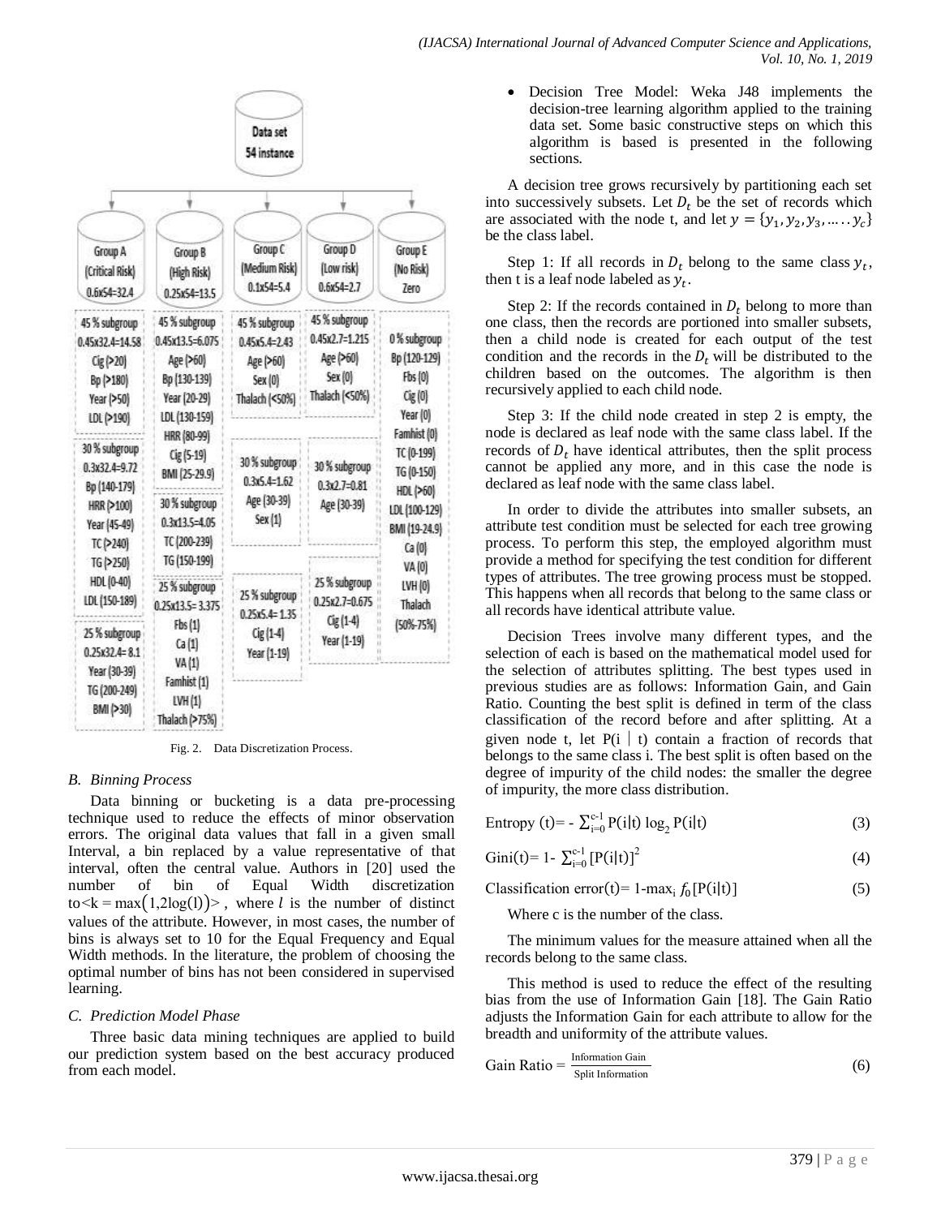Fig. 2. Data Discretization Process.

### B. Binning Process

Data binning or bucketing is a data pre-processing technique used to reduce the effects of minor observation errors. The original data values that fall in a given small Interval, a bin replaced by a value representative of that interval, often the central value. Authors in [20] used the number of bin of Equal Width discretization to $< k = \max(1, 2\log(l)) >$, where $l$ is the number of distinct values of the attribute. However, in most cases, the number of bins is always set to 10 for the Equal Frequency and Equal Width methods. In the literature, the problem of choosing the optimal number of bins has not been considered in supervised learning.

### C. Prediction Model Phase

Three basic data mining techniques are applied to build our prediction system based on the best accuracy produced from each model.

- Decision Tree Model: Weka J48 implements the decision-tree learning algorithm applied to the training data set. Some basic constructive steps on which this algorithm is based is presented in the following sections.

A decision tree grows recursively by partitioning each set into successively subsets. Let $D_t$ be the set of records which are associated with the node t, and let $y = \{y_1, y_2, y_3, \ldots\ldots y_c\}$ be the class label.

Step 1: If all records in $D_t$ belong to the same class $y_t$, then t is a leaf node labeled as $y_t$.

Step 2: If the records contained in $D_t$ belong to more than one class, then the records are portioned into smaller subsets, then a child node is created for each output of the test condition and the records in the $D_t$ will be distributed to the children based on the outcomes. The algorithm is then recursively applied to each child node.

Step 3: If the child node created in step 2 is empty, the node is declared as leaf node with the same class label. If the records of $D_t$ have identical attributes, then the split process cannot be applied any more, and in this case the node is declared as leaf node with the same class label.

In order to divide the attributes into smaller subsets, an attribute test condition must be selected for each tree growing process. To perform this step, the employed algorithm must provide a method for specifying the test condition for different types of attributes. The tree growing process must be stopped. This happens when all records that belong to the same class or all records have identical attribute value.

Decision Trees involve many different types, and the selection of each is based on the mathematical model used for the selection of attributes splitting. The best types used in previous studies are as follows: Information Gain, and Gain Ratio. Counting the best split is defined in term of the class classification of the record before and after splitting. At a given node t, let P(i | t) contain a fraction of records that belongs to the same class i. The best split is often based on the degree of impurity of the child nodes: the smaller the degree of impurity, the more class distribution.

$$\text{Entropy}(t) = -\sum_{i=0}^{c-1} P(i|t)\log_2 P(i|t) \tag{3}$$

$$\text{Gini}(t) = 1 - \sum_{i=0}^{c-1} [P(i|t)]^2 \tag{4}$$

$$\text{Classification error}(t) = 1 - \max_i f_0[P(i|t)] \tag{5}$$

Where c is the number of the class.

The minimum values for the measure attained when all the records belong to the same class.

This method is used to reduce the effect of the resulting bias from the use of Information Gain [18]. The Gain Ratio adjusts the Information Gain for each attribute to allow for the breadth and uniformity of the attribute values.

$$\text{Gain Ratio} = \frac{\text{Information Gain}}{\text{Split Information}} \tag{6}$$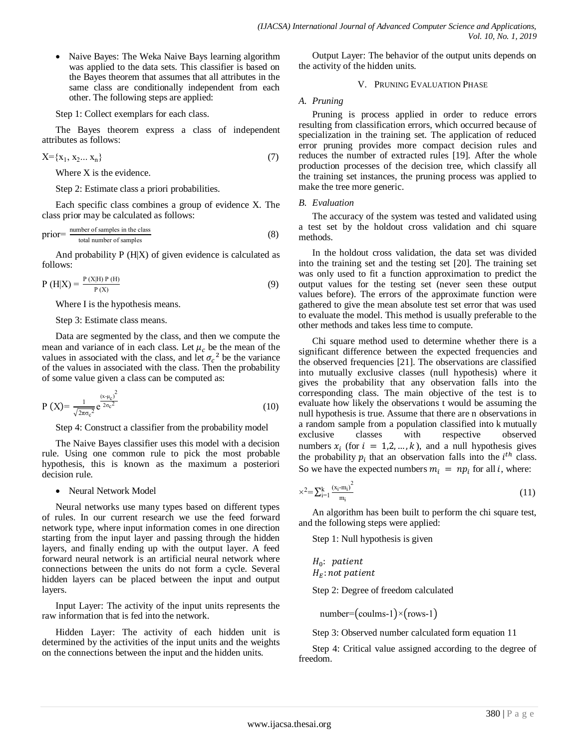- Naive Bayes: The Weka Naive Bays learning algorithm was applied to the data sets. This classifier is based on the Bayes theorem that assumes that all attributes in the same class are conditionally independent from each other. The following steps are applied:

Step 1: Collect exemplars for each class.

The Bayes theorem express a class of independent attributes as follows:

$$X=\{x_1, x_2... x_n\} \tag{7}$$

Where X is the evidence.

Step 2: Estimate class a priori probabilities.

Each specific class combines a group of evidence X. The class prior may be calculated as follows:

$$\text{prior}= \frac{\text{number of samples in the class}}{\text{total number of samples}} \tag{8}$$

And probability P (H|X) of given evidence is calculated as follows:

$$P\ (H|X) = \frac{P\ (X|H)\ P\ (H)}{P\ (X)} \tag{9}$$

Where I is the hypothesis means.

Step 3: Estimate class means.

Data are segmented by the class, and then we compute the mean and variance of in each class. Let $\mu_c$ be the mean of the values in associated with the class, and let $\sigma_c{}^2$ be the variance of the values in associated with the class. Then the probability of some value given a class can be computed as:

$$P\ (X)= \frac{1}{\sqrt{2\pi\sigma_c{}^2}} e^{\frac{(x-\mu_c)^2}{2\sigma_c{}^2}} \tag{10}$$

Step 4: Construct a classifier from the probability model

The Naive Bayes classifier uses this model with a decision rule. Using one common rule to pick the most probable hypothesis, this is known as the maximum a posteriori decision rule.

- Neural Network Model

Neural networks use many types based on different types of rules. In our current research we use the feed forward network type, where input information comes in one direction starting from the input layer and passing through the hidden layers, and finally ending up with the output layer. A feed forward neural network is an artificial neural network where connections between the units do not form a cycle. Several hidden layers can be placed between the input and output layers.

Input Layer: The activity of the input units represents the raw information that is fed into the network.

Hidden Layer: The activity of each hidden unit is determined by the activities of the input units and the weights on the connections between the input and the hidden units.

Output Layer: The behavior of the output units depends on the activity of the hidden units.

## V. Pruning Evaluation Phase

### A. Pruning

Pruning is process applied in order to reduce errors resulting from classification errors, which occurred because of specialization in the training set. The application of reduced error pruning provides more compact decision rules and reduces the number of extracted rules [19]. After the whole production processes of the decision tree, which classify all the training set instances, the pruning process was applied to make the tree more generic.

### B. Evaluation

The accuracy of the system was tested and validated using a test set by the holdout cross validation and chi square methods.

In the holdout cross validation, the data set was divided into the training set and the testing set [20]. The training set was only used to fit a function approximation to predict the output values for the testing set (never seen these output values before). The errors of the approximate function were gathered to give the mean absolute test set error that was used to evaluate the model. This method is usually preferable to the other methods and takes less time to compute.

Chi square method used to determine whether there is a significant difference between the expected frequencies and the observed frequencies [21]. The observations are classified into mutually exclusive classes (null hypothesis) where it gives the probability that any observation falls into the corresponding class. The main objective of the test is to evaluate how likely the observations t would be assuming the null hypothesis is true. Assume that there are n observations in a random sample from a population classified into k mutually exclusive classes with respective observed numbers $x_i$ (for $i = 1,2, \ldots, k$), and a null hypothesis gives the probability $p_i$ that an observation falls into the $i^{th}$ class. So we have the expected numbers $m_i = np_i$ for all $i$, where:

$$\times^2=\sum_{i=1}^{k} \frac{(x_i-m_i)^2}{m_i} \tag{11}$$

An algorithm has been built to perform the chi square test, and the following steps were applied:

Step 1: Null hypothesis is given

$H_0$: $patient$
$H_E$: $not\ patient$

Step 2: Degree of freedom calculated

$$\text{number}=(\text{coulms-1})\times(\text{rows-1})$$

Step 3: Observed number calculated form equation 11

Step 4: Critical value assigned according to the degree of freedom.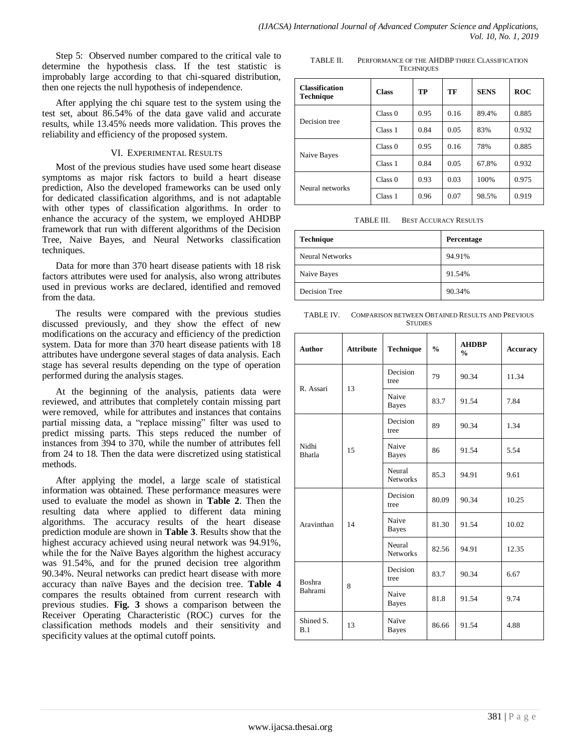Step 5: Observed number compared to the critical vale to determine the hypothesis class. If the test statistic is improbably large according to that chi-squared distribution, then one rejects the null hypothesis of independence.

After applying the chi square test to the system using the test set, about 86.54% of the data gave valid and accurate results, while 13.45% needs more validation. This proves the reliability and efficiency of the proposed system.

## VI. Experimental Results

Most of the previous studies have used some heart disease symptoms as major risk factors to build a heart disease prediction, Also the developed frameworks can be used only for dedicated classification algorithms, and is not adaptable with other types of classification algorithms. In order to enhance the accuracy of the system, we employed AHDBP framework that run with different algorithms of the Decision Tree, Naive Bayes, and Neural Networks classification techniques.

Data for more than 370 heart disease patients with 18 risk factors attributes were used for analysis, also wrong attributes used in previous works are declared, identified and removed from the data.

The results were compared with the previous studies discussed previously, and they show the effect of new modifications on the accuracy and efficiency of the prediction system. Data for more than 370 heart disease patients with 18 attributes have undergone several stages of data analysis. Each stage has several results depending on the type of operation performed during the analysis stages.

At the beginning of the analysis, patients data were reviewed, and attributes that completely contain missing part were removed, while for attributes and instances that contains partial missing data, a "replace missing" filter was used to predict missing parts. This steps reduced the number of instances from 394 to 370, while the number of attributes fell from 24 to 18. Then the data were discretized using statistical methods.

After applying the model, a large scale of statistical information was obtained. These performance measures were used to evaluate the model as shown in **Table 2**. Then the resulting data where applied to different data mining algorithms. The accuracy results of the heart disease prediction module are shown in **Table 3**. Results show that the highest accuracy achieved using neural network was 94.91%, while the for the Naïve Bayes algorithm the highest accuracy was 91.54%, and for the pruned decision tree algorithm 90.34%. Neural networks can predict heart disease with more accuracy than naïve Bayes and the decision tree. **Table 4** compares the results obtained from current research with previous studies. **Fig. 3** shows a comparison between the Receiver Operating Characteristic (ROC) curves for the classification methods models and their sensitivity and specificity values at the optimal cutoff points.

TABLE II. Performance of the AHDBP three Classification Techniques

| Classification Technique | Class | TP | TF | SENS | ROC |
|---|---|---|---|---|---|
| Decision tree | Class 0 | 0.95 | 0.16 | 89.4% | 0.885 |
| | Class 1 | 0.84 | 0.05 | 83% | 0.932 |
| Naive Bayes | Class 0 | 0.95 | 0.16 | 78% | 0.885 |
| | Class 1 | 0.84 | 0.05 | 67.8% | 0.932 |
| Neural networks | Class 0 | 0.93 | 0.03 | 100% | 0.975 |
| | Class 1 | 0.96 | 0.07 | 98.5% | 0.919 |

TABLE III. Best Accuracy Results

| Technique | Percentage |
|---|---|
| Neural Networks | 94.91% |
| Naive Bayes | 91.54% |
| Decision Tree | 90.34% |

TABLE IV. Comparison between Obtained Results and Previous Studies

| Author | Attribute | Technique | % | AHDBP % | Accuracy |
|---|---|---|---|---|---|
| R. Assari | 13 | Decision tree | 79 | 90.34 | 11.34 |
| | | Naive Bayes | 83.7 | 91.54 | 7.84 |
| Nidhi Bhatla | 15 | Decision tree | 89 | 90.34 | 1.34 |
| | | Naive Bayes | 86 | 91.54 | 5.54 |
| | | Neural Networks | 85.3 | 94.91 | 9.61 |
| Aravinthan | 14 | Decision tree | 80.09 | 90.34 | 10.25 |
| | | Naive Bayes | 81.30 | 91.54 | 10.02 |
| | | Neural Networks | 82.56 | 94.91 | 12.35 |
| Boshra Bahrami | 8 | Decision tree | 83.7 | 90.34 | 6.67 |
| | | Naive Bayes | 81.8 | 91.54 | 9.74 |
| Shined S. B.1 | 13 | Naïve Bayes | 86.66 | 91.54 | 4.88 |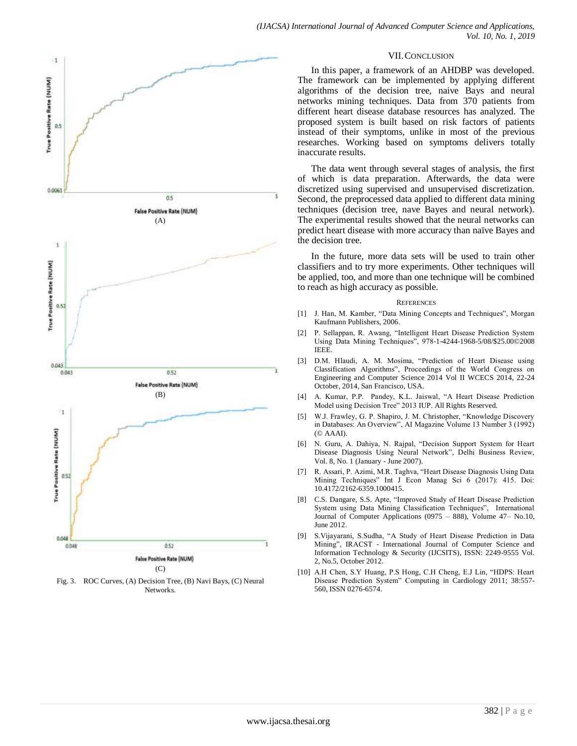Fig. 3. ROC Curves, (A) Decision Tree, (B) Navi Bays, (C) Neural Networks.

## VII. CONCLUSION

In this paper, a framework of an AHDBP was developed. The framework can be implemented by applying different algorithms of the decision tree, naive Bays and neural networks mining techniques. Data from 370 patients from different heart disease database resources has analyzed. The proposed system is built based on risk factors of patients instead of their symptoms, unlike in most of the previous researches. Working based on symptoms delivers totally inaccurate results.

The data went through several stages of analysis, the first of which is data preparation. Afterwards, the data were discretized using supervised and unsupervised discretization. Second, the preprocessed data applied to different data mining techniques (decision tree, nave Bayes and neural network). The experimental results showed that the neural networks can predict heart disease with more accuracy than naïve Bayes and the decision tree.

In the future, more data sets will be used to train other classifiers and to try more experiments. Other techniques will be applied, too, and more than one technique will be combined to reach as high accuracy as possible.

## REFERENCES

[1] J. Han, M. Kamber, "Data Mining Concepts and Techniques", Morgan Kaufmann Publishers, 2006.

[2] P. Sellappan, R. Awang, "Intelligent Heart Disease Prediction System Using Data Mining Techniques", 978-1-4244-1968-5/08/$25.00©2008 IEEE.

[3] D.M. Hlaudi, A. M. Mosima, "Prediction of Heart Disease using Classification Algorithms", Proceedings of the World Congress on Engineering and Computer Science 2014 Vol II WCECS 2014, 22-24 October, 2014, San Francisco, USA.

[4] A. Kumar, P.P. Pandey, K.L. Jaiswal, "A Heart Disease Prediction Model using Decision Tree" 2013 IUP. All Rights Reserved.

[5] W.J. Frawley, G. P. Shapiro, J. M. Christopher, "Knowledge Discovery in Databases: An Overview", AI Magazine Volume 13 Number 3 (1992) (© AAAI).

[6] N. Guru, A. Dahiya, N. Rajpal, "Decision Support System for Heart Disease Diagnosis Using Neural Network", Delhi Business Review, Vol. 8, No. 1 (January - June 2007).

[7] R. Assari, P. Azimi, M.R. Taghva, "Heart Disease Diagnosis Using Data Mining Techniques" Int J Econ Manag Sci 6 (2017): 415. Doi: 10.4172/2162-6359.1000415.

[8] C.S. Dangare, S.S. Apte, "Improved Study of Heart Disease Prediction System using Data Mining Classification Techniques", International Journal of Computer Applications (0975 – 888), Volume 47– No.10, June 2012.

[9] S.Vijayarani, S.Sudha, "A Study of Heart Disease Prediction in Data Mining", IRACST - International Journal of Computer Science and Information Technology & Security (IJCSITS), ISSN: 2249-9555 Vol. 2, No.5, October 2012.

[10] A.H Chen, S.Y Huang, P.S Hong, C.H Cheng, E.J Lin, "HDPS: Heart Disease Prediction System" Computing in Cardiology 2011; 38:557-560, ISSN 0276-6574.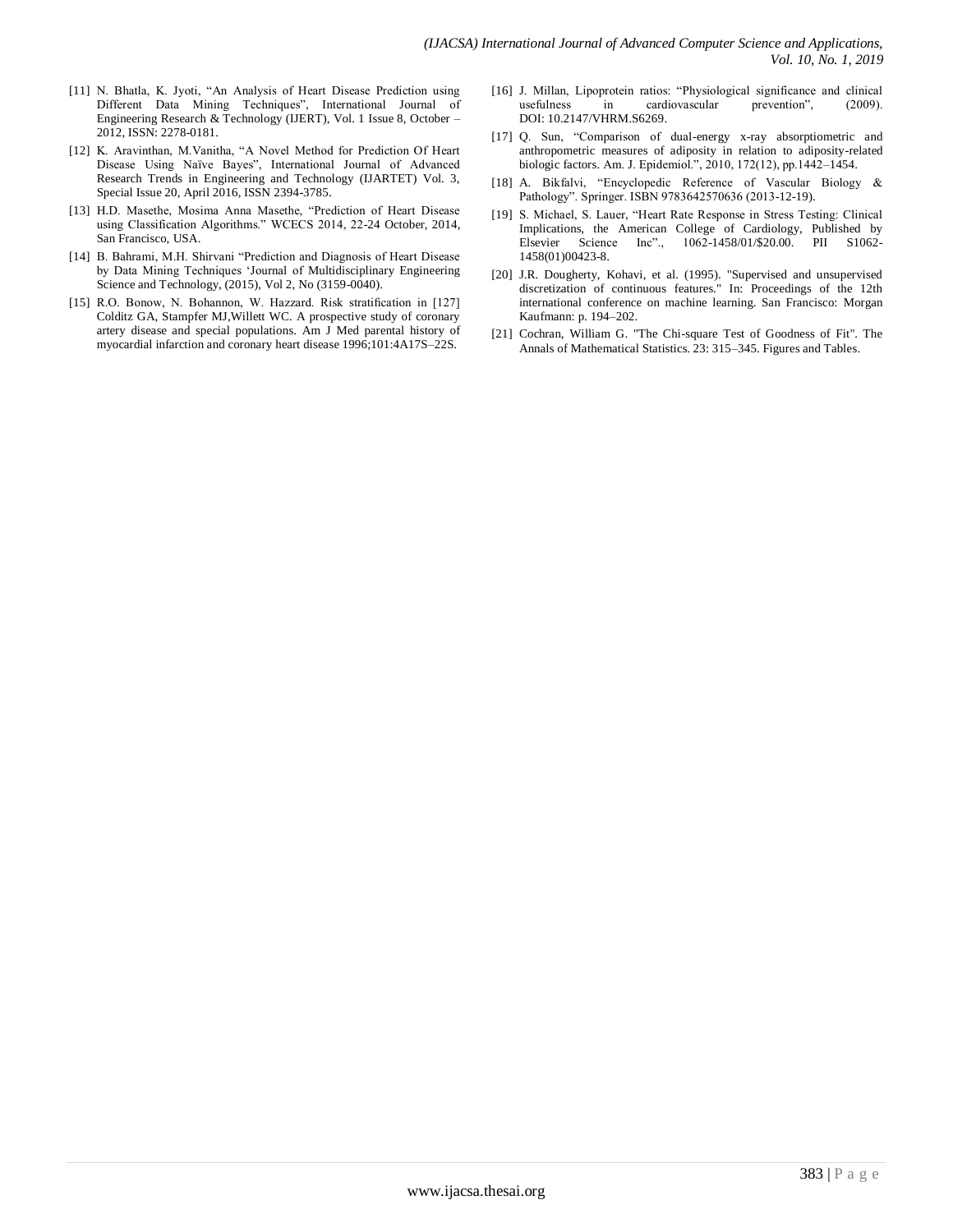[11] N. Bhatla, K. Jyoti, "An Analysis of Heart Disease Prediction using Different Data Mining Techniques", International Journal of Engineering Research & Technology (IJERT), Vol. 1 Issue 8, October – 2012, ISSN: 2278-0181.

[12] K. Aravinthan, M.Vanitha, "A Novel Method for Prediction Of Heart Disease Using Naïve Bayes", International Journal of Advanced Research Trends in Engineering and Technology (IJARTET) Vol. 3, Special Issue 20, April 2016, ISSN 2394-3785.

[13] H.D. Masethe, Mosima Anna Masethe, "Prediction of Heart Disease using Classification Algorithms." WCECS 2014, 22-24 October, 2014, San Francisco, USA.

[14] B. Bahrami, M.H. Shirvani "Prediction and Diagnosis of Heart Disease by Data Mining Techniques 'Journal of Multidisciplinary Engineering Science and Technology, (2015), Vol 2, No (3159-0040).

[15] R.O. Bonow, N. Bohannon, W. Hazzard. Risk stratification in [127] Colditz GA, Stampfer MJ,Willett WC. A prospective study of coronary artery disease and special populations. Am J Med parental history of myocardial infarction and coronary heart disease 1996;101:4A17S–22S.

[16] J. Millan, Lipoprotein ratios: "Physiological significance and clinical usefulness in cardiovascular prevention", (2009). DOI: 10.2147/VHRM.S6269.

[17] Q. Sun, "Comparison of dual-energy x-ray absorptiometric and anthropometric measures of adiposity in relation to adiposity-related biologic factors. Am. J. Epidemiol.", 2010, 172(12), pp.1442–1454.

[18] A. Bikfalvi, "Encyclopedic Reference of Vascular Biology & Pathology". Springer. ISBN 9783642570636 (2013-12-19).

[19] S. Michael, S. Lauer, "Heart Rate Response in Stress Testing: Clinical Implications, the American College of Cardiology, Published by Elsevier Science Inc"., 1062-1458/01/$20.00. PII S1062-1458(01)00423-8.

[20] J.R. Dougherty, Kohavi, et al. (1995). "Supervised and unsupervised discretization of continuous features." In: Proceedings of the 12th international conference on machine learning. San Francisco: Morgan Kaufmann: p. 194–202.

[21] Cochran, William G. "The Chi-square Test of Goodness of Fit". The Annals of Mathematical Statistics. 23: 315–345. Figures and Tables.